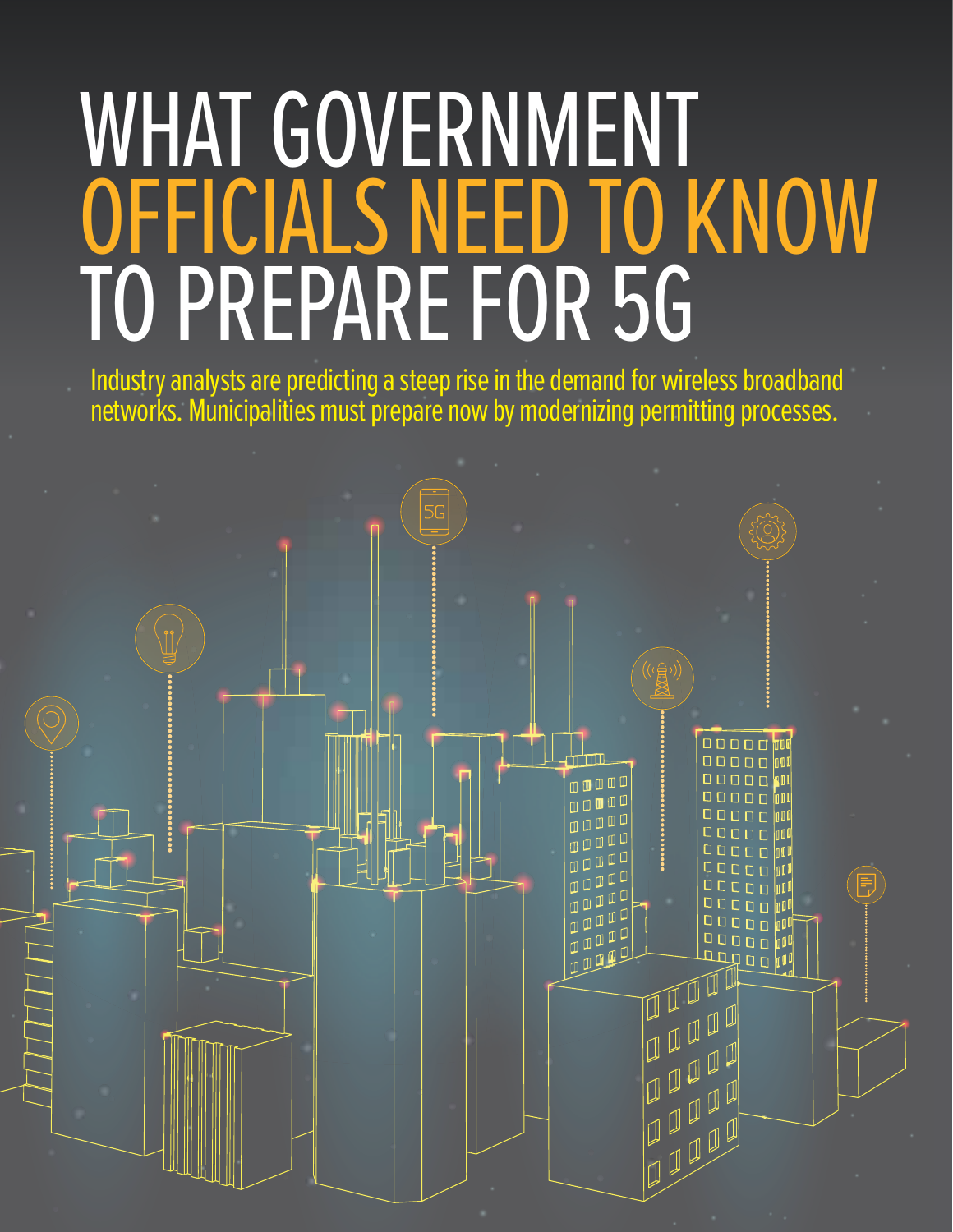# WHAT GOVERNMENT OFFICIALS NEED TO KNOW TO PREPARE FOR 5G

Industry analysts are predicting a steep rise in the demand for wireless broadband networks. Municipalities must prepare now by modernizing permitting processes.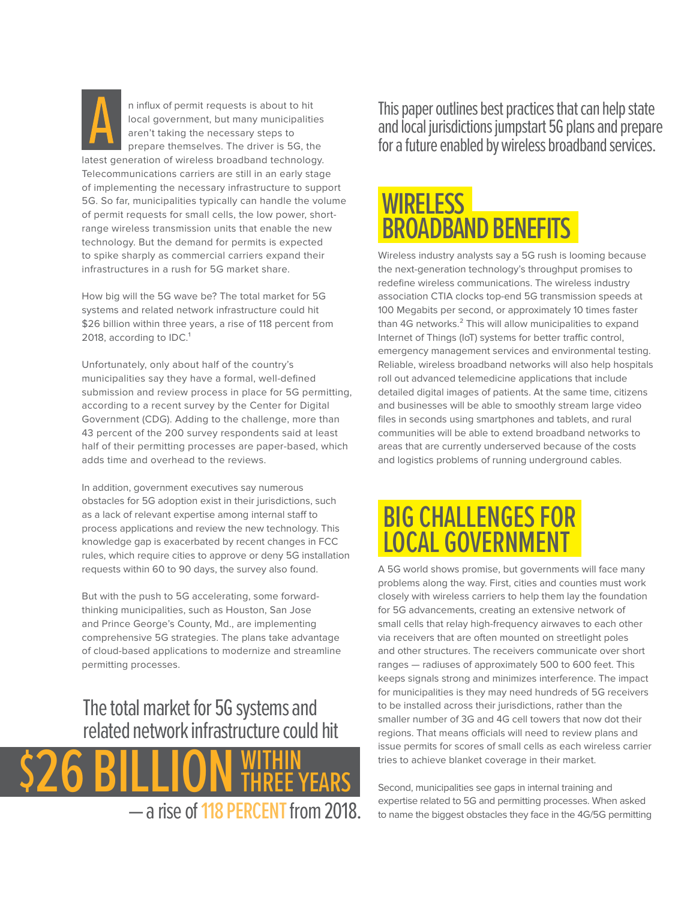An influx of permit requests is about to hit local government, but many municipalities aren't taking the necessary steps to prepare themselves. The driver is 5G, the latest generation of wireless broadband technology. Telecommunications carriers are still in an early stage of implementing the necessary infrastructure to support 5G. So far, municipalities typically can handle the volume of permit requests for small cells, the low power, short-range wireless transmission units that enable the new technology. But the demand for permits is expected to spike sharply as commercial carriers expand their infrastructures in a rush for 5G market share.

How big will the 5G wave be? The total market for 5G systems and related network infrastructure could hit $26 billion within three years, a rise of 118 percent from 2018, according to IDC.[1]

Unfortunately, only about half of the country's municipalities say they have a formal, well-defined submission and review process in place for 5G permitting, according to a recent survey by the Center for Digital Government (CDG). Adding to the challenge, more than 43 percent of the 200 survey respondents said at least half of their permitting processes are paper-based, which adds time and overhead to the reviews.

In addition, government executives say numerous obstacles for 5G adoption exist in their jurisdictions, such as a lack of relevant expertise among internal staff to process applications and review the new technology. This knowledge gap is exacerbated by recent changes in FCC rules, which require cities to approve or deny 5G installation requests within 60 to 90 days, the survey also found.

But with the push to 5G accelerating, some forward-thinking municipalities, such as Houston, San Jose and Prince George's County, Md., are implementing comprehensive 5G strategies. The plans take advantage of cloud-based applications to modernize and streamline permitting processes.

> The total market for 5G systems and related network infrastructure could hit **$26 BILLION WITHIN THREE YEARS** — a rise of **118 PERCENT** from 2018.

This paper outlines best practices that can help state and local jurisdictions jumpstart 5G plans and prepare for a future enabled by wireless broadband services.

## WIRELESS BROADBAND BENEFITS

Wireless industry analysts say a 5G rush is looming because the next-generation technology's throughput promises to redefine wireless communications. The wireless industry association CTIA clocks top-end 5G transmission speeds at 100 Megabits per second, or approximately 10 times faster than 4G networks.[2] This will allow municipalities to expand Internet of Things (IoT) systems for better traffic control, emergency management services and environmental testing. Reliable, wireless broadband networks will also help hospitals roll out advanced telemedicine applications that include detailed digital images of patients. At the same time, citizens and businesses will be able to smoothly stream large video files in seconds using smartphones and tablets, and rural communities will be able to extend broadband networks to areas that are currently underserved because of the costs and logistics problems of running underground cables.

## BIG CHALLENGES FOR LOCAL GOVERNMENT

A 5G world shows promise, but governments will face many problems along the way. First, cities and counties must work closely with wireless carriers to help them lay the foundation for 5G advancements, creating an extensive network of small cells that relay high-frequency airwaves to each other via receivers that are often mounted on streetlight poles and other structures. The receivers communicate over short ranges — radiuses of approximately 500 to 600 feet. This keeps signals strong and minimizes interference. The impact for municipalities is they may need hundreds of 5G receivers to be installed across their jurisdictions, rather than the smaller number of 3G and 4G cell towers that now dot their regions. That means officials will need to review plans and issue permits for scores of small cells as each wireless carrier tries to achieve blanket coverage in their market.

Second, municipalities see gaps in internal training and expertise related to 5G and permitting processes. When asked to name the biggest obstacles they face in the 4G/5G permitting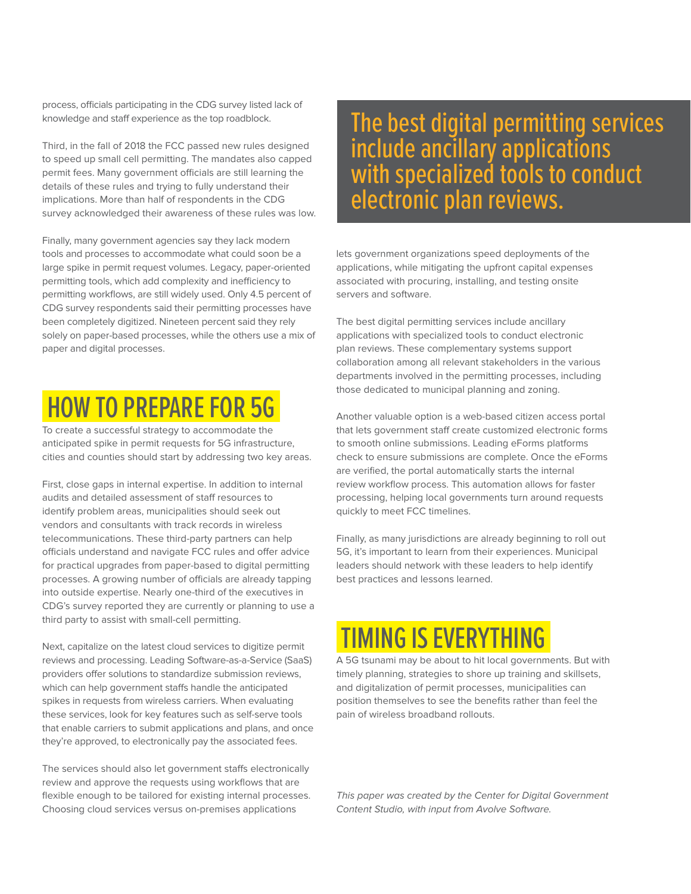process, officials participating in the CDG survey listed lack of knowledge and staff experience as the top roadblock.

Third, in the fall of 2018 the FCC passed new rules designed to speed up small cell permitting. The mandates also capped permit fees. Many government officials are still learning the details of these rules and trying to fully understand their implications. More than half of respondents in the CDG survey acknowledged their awareness of these rules was low.

Finally, many government agencies say they lack modern tools and processes to accommodate what could soon be a large spike in permit request volumes. Legacy, paper-oriented permitting tools, which add complexity and inefficiency to permitting workflows, are still widely used. Only 4.5 percent of CDG survey respondents said their permitting processes have been completely digitized. Nineteen percent said they rely solely on paper-based processes, while the others use a mix of paper and digital processes.

## HOW TO PREPARE FOR 5G

To create a successful strategy to accommodate the anticipated spike in permit requests for 5G infrastructure, cities and counties should start by addressing two key areas.

First, close gaps in internal expertise. In addition to internal audits and detailed assessment of staff resources to identify problem areas, municipalities should seek out vendors and consultants with track records in wireless telecommunications. These third-party partners can help officials understand and navigate FCC rules and offer advice for practical upgrades from paper-based to digital permitting processes. A growing number of officials are already tapping into outside expertise. Nearly one-third of the executives in CDG's survey reported they are currently or planning to use a third party to assist with small-cell permitting.

Next, capitalize on the latest cloud services to digitize permit reviews and processing. Leading Software-as-a-Service (SaaS) providers offer solutions to standardize submission reviews, which can help government staffs handle the anticipated spikes in requests from wireless carriers. When evaluating these services, look for key features such as self-serve tools that enable carriers to submit applications and plans, and once they're approved, to electronically pay the associated fees.

The services should also let government staffs electronically review and approve the requests using workflows that are flexible enough to be tailored for existing internal processes. Choosing cloud services versus on-premises applications lets government organizations speed deployments of the applications, while mitigating the upfront capital expenses associated with procuring, installing, and testing onsite servers and software.

> The best digital permitting services include ancillary applications with specialized tools to conduct electronic plan reviews.

The best digital permitting services include ancillary applications with specialized tools to conduct electronic plan reviews. These complementary systems support collaboration among all relevant stakeholders in the various departments involved in the permitting processes, including those dedicated to municipal planning and zoning.

Another valuable option is a web-based citizen access portal that lets government staff create customized electronic forms to smooth online submissions. Leading eForms platforms check to ensure submissions are complete. Once the eForms are verified, the portal automatically starts the internal review workflow process. This automation allows for faster processing, helping local governments turn around requests quickly to meet FCC timelines.

Finally, as many jurisdictions are already beginning to roll out 5G, it's important to learn from their experiences. Municipal leaders should network with these leaders to help identify best practices and lessons learned.

## TIMING IS EVERYTHING

A 5G tsunami may be about to hit local governments. But with timely planning, strategies to shore up training and skillsets, and digitalization of permit processes, municipalities can position themselves to see the benefits rather than feel the pain of wireless broadband rollouts.

*This paper was created by the Center for Digital Government Content Studio, with input from Avolve Software.*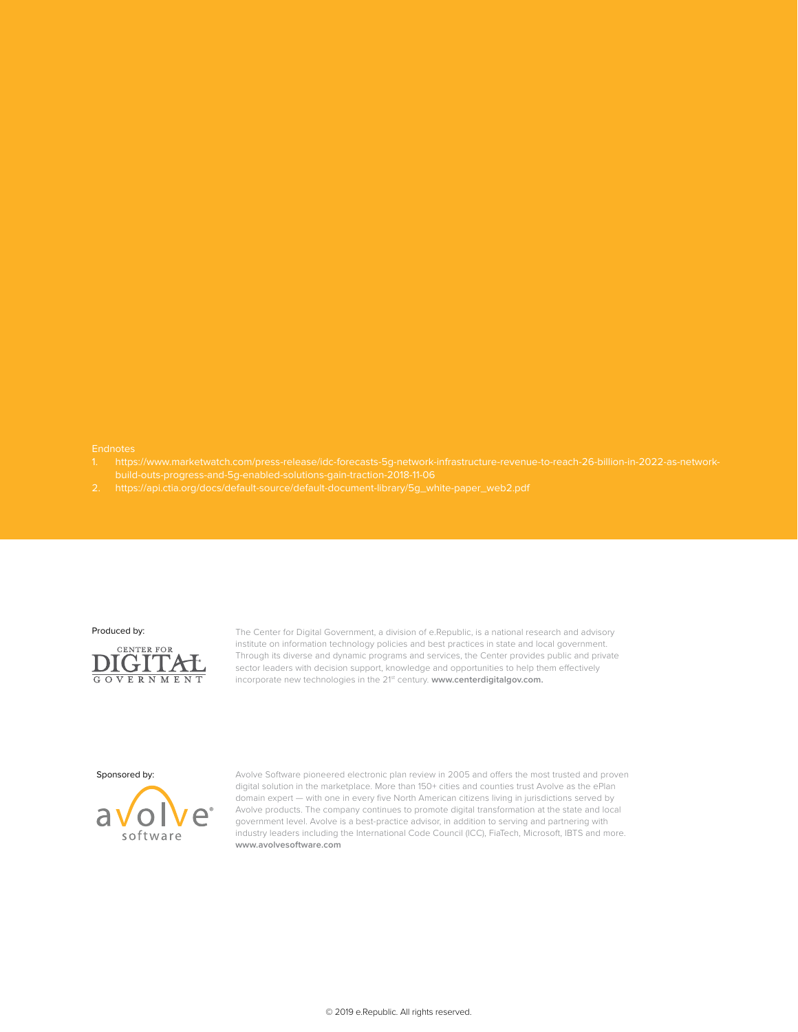Endnotes

1. https://www.marketwatch.com/press-release/idc-forecasts-5g-network-infrastructure-revenue-to-reach-26-billion-in-2022-as-network-build-outs-progress-and-5g-enabled-solutions-gain-traction-2018-11-06
2. https://api.ctia.org/docs/default-source/default-document-library/5g_white-paper_web2.pdf

Produced by:

CENTER FOR DIGITAL GOVERNMENT

The Center for Digital Government, a division of e.Republic, is a national research and advisory institute on information technology policies and best practices in state and local government. Through its diverse and dynamic programs and services, the Center provides public and private sector leaders with decision support, knowledge and opportunities to help them effectively incorporate new technologies in the 21st century. **www.centerdigitalgov.com.**

Sponsored by:

avolve software

Avolve Software pioneered electronic plan review in 2005 and offers the most trusted and proven digital solution in the marketplace. More than 150+ cities and counties trust Avolve as the ePlan domain expert — with one in every five North American citizens living in jurisdictions served by Avolve products. The company continues to promote digital transformation at the state and local government level. Avolve is a best-practice advisor, in addition to serving and partnering with industry leaders including the International Code Council (ICC), FiaTech, Microsoft, IBTS and more. **www.avolvesoftware.com**

© 2019 e.Republic. All rights reserved.